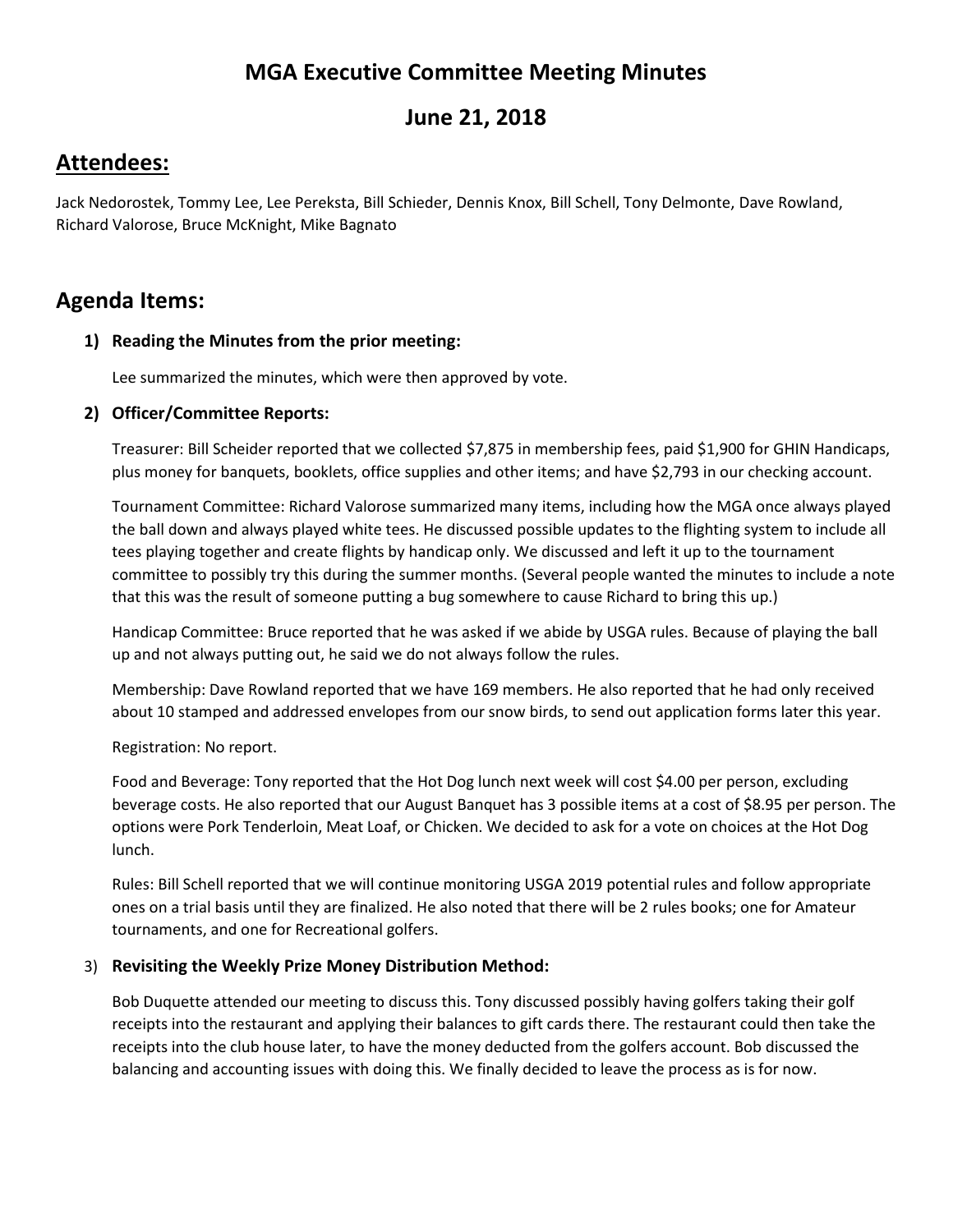# MGA Executive Committee Meeting Minutes

## June 21, 2018

## Attendees:

Jack Nedorostek, Tommy Lee, Lee Pereksta, Bill Schieder, Dennis Knox, Bill Schell, Tony Delmonte, Dave Rowland, Richard Valorose, Bruce McKnight, Mike Bagnato

## Agenda Items:

1) **Reading the Minutes from the prior meeting:**

   Lee summarized the minutes, which were then approved by vote.

2) **Officer/Committee Reports:**

   Treasurer: Bill Scheider reported that we collected $7,875 in membership fees, paid $1,900 for GHIN Handicaps, plus money for banquets, booklets, office supplies and other items; and have $2,793 in our checking account.

   Tournament Committee: Richard Valorose summarized many items, including how the MGA once always played the ball down and always played white tees. He discussed possible updates to the flighting system to include all tees playing together and create flights by handicap only. We discussed and left it up to the tournament committee to possibly try this during the summer months. (Several people wanted the minutes to include a note that this was the result of someone putting a bug somewhere to cause Richard to bring this up.)

   Handicap Committee: Bruce reported that he was asked if we abide by USGA rules. Because of playing the ball up and not always putting out, he said we do not always follow the rules.

   Membership: Dave Rowland reported that we have 169 members. He also reported that he had only received about 10 stamped and addressed envelopes from our snow birds, to send out application forms later this year.

   Registration: No report.

   Food and Beverage: Tony reported that the Hot Dog lunch next week will cost $4.00 per person, excluding beverage costs. He also reported that our August Banquet has 3 possible items at a cost of $8.95 per person. The options were Pork Tenderloin, Meat Loaf, or Chicken. We decided to ask for a vote on choices at the Hot Dog lunch.

   Rules: Bill Schell reported that we will continue monitoring USGA 2019 potential rules and follow appropriate ones on a trial basis until they are finalized. He also noted that there will be 2 rules books; one for Amateur tournaments, and one for Recreational golfers.

3) **Revisiting the Weekly Prize Money Distribution Method:**

   Bob Duquette attended our meeting to discuss this. Tony discussed possibly having golfers taking their golf receipts into the restaurant and applying their balances to gift cards there. The restaurant could then take the receipts into the club house later, to have the money deducted from the golfers account. Bob discussed the balancing and accounting issues with doing this. We finally decided to leave the process as is for now.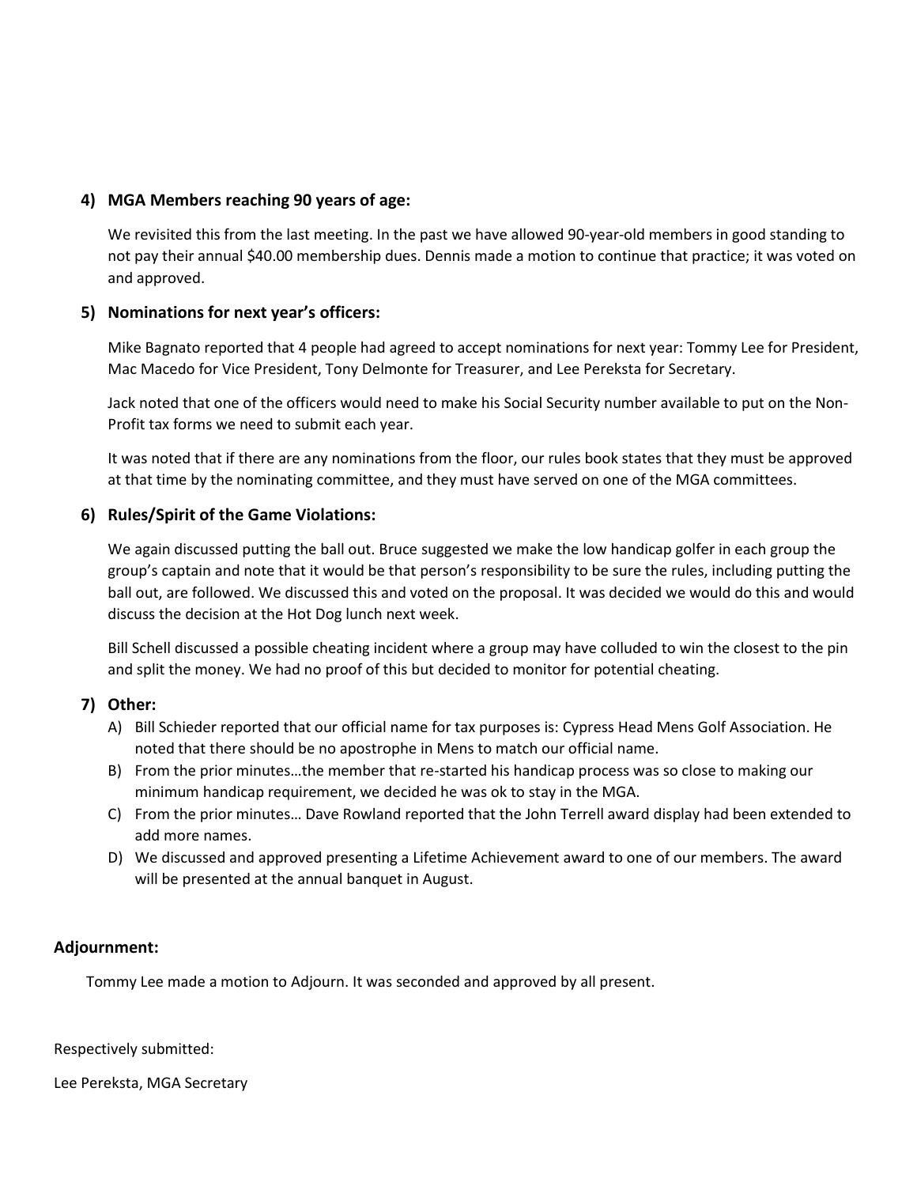### 4) MGA Members reaching 90 years of age:

We revisited this from the last meeting. In the past we have allowed 90-year-old members in good standing to not pay their annual $40.00 membership dues. Dennis made a motion to continue that practice; it was voted on and approved.

### 5) Nominations for next year's officers:

Mike Bagnato reported that 4 people had agreed to accept nominations for next year: Tommy Lee for President, Mac Macedo for Vice President, Tony Delmonte for Treasurer, and Lee Pereksta for Secretary.

Jack noted that one of the officers would need to make his Social Security number available to put on the Non-Profit tax forms we need to submit each year.

It was noted that if there are any nominations from the floor, our rules book states that they must be approved at that time by the nominating committee, and they must have served on one of the MGA committees.

### 6) Rules/Spirit of the Game Violations:

We again discussed putting the ball out. Bruce suggested we make the low handicap golfer in each group the group's captain and note that it would be that person's responsibility to be sure the rules, including putting the ball out, are followed. We discussed this and voted on the proposal. It was decided we would do this and would discuss the decision at the Hot Dog lunch next week.

Bill Schell discussed a possible cheating incident where a group may have colluded to win the closest to the pin and split the money. We had no proof of this but decided to monitor for potential cheating.

### 7) Other:

A) Bill Schieder reported that our official name for tax purposes is: Cypress Head Mens Golf Association. He noted that there should be no apostrophe in Mens to match our official name.

B) From the prior minutes…the member that re-started his handicap process was so close to making our minimum handicap requirement, we decided he was ok to stay in the MGA.

C) From the prior minutes… Dave Rowland reported that the John Terrell award display had been extended to add more names.

D) We discussed and approved presenting a Lifetime Achievement award to one of our members. The award will be presented at the annual banquet in August.

### Adjournment:

Tommy Lee made a motion to Adjourn. It was seconded and approved by all present.

Respectively submitted:

Lee Pereksta, MGA Secretary